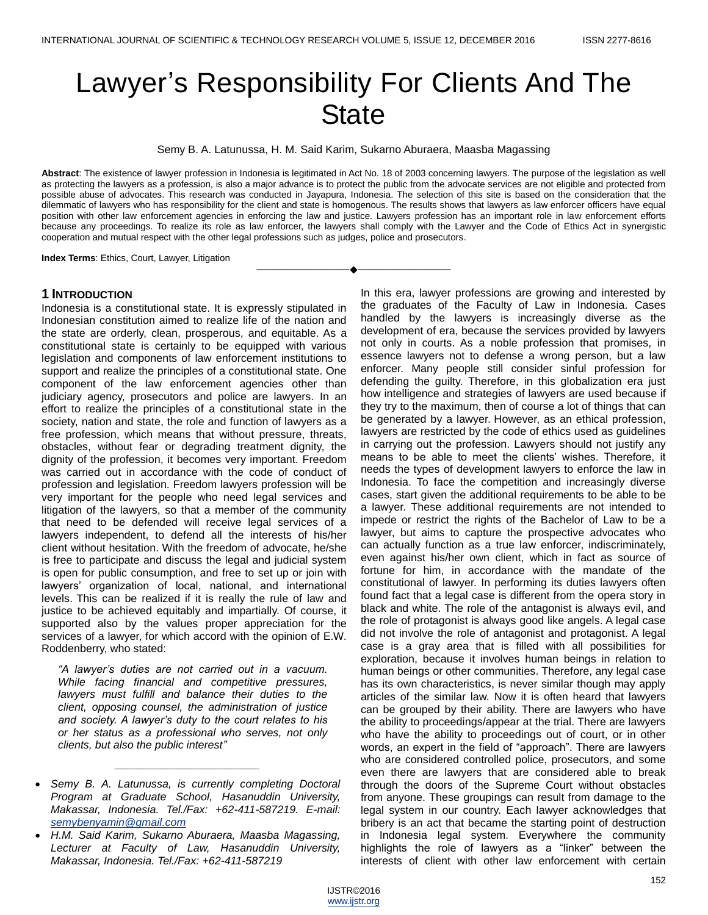# Lawyer's Responsibility For Clients And The State

Semy B. A. Latunussa, H. M. Said Karim, Sukarno Aburaera, Maasba Magassing

**Abstract**: The existence of lawyer profession in Indonesia is legitimated in Act No. 18 of 2003 concerning lawyers. The purpose of the legislation as well as protecting the lawyers as a profession, is also a major advance is to protect the public from the advocate services are not eligible and protected from possible abuse of advocates. This research was conducted in Jayapura, Indonesia. The selection of this site is based on the consideration that the dilemmatic of lawyers who has responsibility for the client and state is homogenous. The results shows that lawyers as law enforcer officers have equal position with other law enforcement agencies in enforcing the law and justice. Lawyers profession has an important role in law enforcement efforts because any proceedings. To realize its role as law enforcer, the lawyers shall comply with the Lawyer and the Code of Ethics Act in synergistic cooperation and mutual respect with the other legal professions such as judges, police and prosecutors.

**Index Terms**: Ethics, Court, Lawyer, Litigation

---

## 1 Introduction

Indonesia is a constitutional state. It is expressly stipulated in Indonesian constitution aimed to realize life of the nation and the state are orderly, clean, prosperous, and equitable. As a constitutional state is certainly to be equipped with various legislation and components of law enforcement institutions to support and realize the principles of a constitutional state. One component of the law enforcement agencies other than judiciary agency, prosecutors and police are lawyers. In an effort to realize the principles of a constitutional state in the society, nation and state, the role and function of lawyers as a free profession, which means that without pressure, threats, obstacles, without fear or degrading treatment dignity, the dignity of the profession, it becomes very important. Freedom was carried out in accordance with the code of conduct of profession and legislation. Freedom lawyers profession will be very important for the people who need legal services and litigation of the lawyers, so that a member of the community that need to be defended will receive legal services of a lawyers independent, to defend all the interests of his/her client without hesitation. With the freedom of advocate, he/she is free to participate and discuss the legal and judicial system is open for public consumption, and free to set up or join with lawyers' organization of local, national, and international levels. This can be realized if it is really the rule of law and justice to be achieved equitably and impartially. Of course, it supported also by the values proper appreciation for the services of a lawyer, for which accord with the opinion of E.W. Roddenberry, who stated:

> *"A lawyer's duties are not carried out in a vacuum. While facing financial and competitive pressures, lawyers must fulfill and balance their duties to the client, opposing counsel, the administration of justice and society. A lawyer's duty to the court relates to his or her status as a professional who serves, not only clients, but also the public interest"*

---

- *Semy B. A. Latunussa, is currently completing Doctoral Program at Graduate School, Hasanuddin University, Makassar, Indonesia. Tel./Fax: +62-411-587219. E-mail: semybenyamin@gmail.com*
- *H.M. Said Karim, Sukarno Aburaera, Maasba Magassing, Lecturer at Faculty of Law, Hasanuddin University, Makassar, Indonesia. Tel./Fax: +62-411-587219*

In this era, lawyer professions are growing and interested by the graduates of the Faculty of Law in Indonesia. Cases handled by the lawyers is increasingly diverse as the development of era, because the services provided by lawyers not only in courts. As a noble profession that promises, in essence lawyers not to defense a wrong person, but a law enforcer. Many people still consider sinful profession for defending the guilty. Therefore, in this globalization era just how intelligence and strategies of lawyers are used because if they try to the maximum, then of course a lot of things that can be generated by a lawyer. However, as an ethical profession, lawyers are restricted by the code of ethics used as guidelines in carrying out the profession. Lawyers should not justify any means to be able to meet the clients' wishes. Therefore, it needs the types of development lawyers to enforce the law in Indonesia. To face the competition and increasingly diverse cases, start given the additional requirements to be able to be a lawyer. These additional requirements are not intended to impede or restrict the rights of the Bachelor of Law to be a lawyer, but aims to capture the prospective advocates who can actually function as a true law enforcer, indiscriminately, even against his/her own client, which in fact as source of fortune for him, in accordance with the mandate of the constitutional of lawyer. In performing its duties lawyers often found fact that a legal case is different from the opera story in black and white. The role of the antagonist is always evil, and the role of protagonist is always good like angels. A legal case did not involve the role of antagonist and protagonist. A legal case is a gray area that is filled with all possibilities for exploration, because it involves human beings in relation to human beings or other communities. Therefore, any legal case has its own characteristics, is never similar though may apply articles of the similar law. Now it is often heard that lawyers can be grouped by their ability. There are lawyers who have the ability to proceedings/appear at the trial. There are lawyers who have the ability to proceedings out of court, or in other words, an expert in the field of "approach". There are lawyers who are considered controlled police, prosecutors, and some even there are lawyers that are considered able to break through the doors of the Supreme Court without obstacles from anyone. These groupings can result from damage to the legal system in our country. Each lawyer acknowledges that bribery is an act that became the starting point of destruction in Indonesia legal system. Everywhere the community highlights the role of lawyers as a "linker" between the interests of client with other law enforcement with certain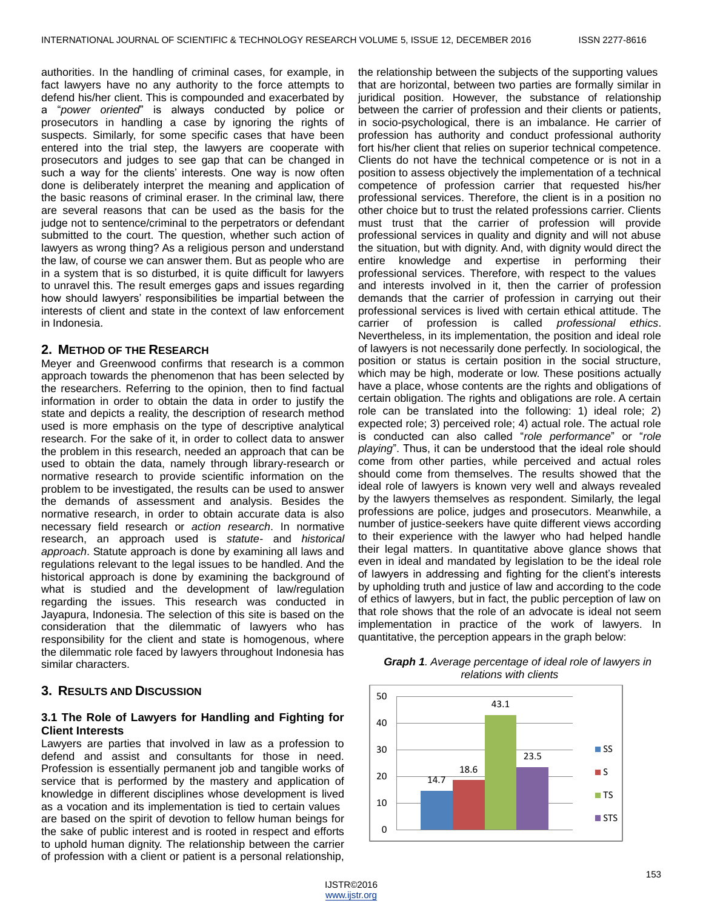authorities. In the handling of criminal cases, for example, in fact lawyers have no any authority to the force attempts to defend his/her client. This is compounded and exacerbated by a "*power oriented*" is always conducted by police or prosecutors in handling a case by ignoring the rights of suspects. Similarly, for some specific cases that have been entered into the trial step, the lawyers are cooperate with prosecutors and judges to see gap that can be changed in such a way for the clients' interests. One way is now often done is deliberately interpret the meaning and application of the basic reasons of criminal eraser. In the criminal law, there are several reasons that can be used as the basis for the judge not to sentence/criminal to the perpetrators or defendant submitted to the court. The question, whether such action of lawyers as wrong thing? As a religious person and understand the law, of course we can answer them. But as people who are in a system that is so disturbed, it is quite difficult for lawyers to unravel this. The result emerges gaps and issues regarding how should lawyers' responsibilities be impartial between the interests of client and state in the context of law enforcement in Indonesia.

## 2. Method of the Research

Meyer and Greenwood confirms that research is a common approach towards the phenomenon that has been selected by the researchers. Referring to the opinion, then to find factual information in order to obtain the data in order to justify the state and depicts a reality, the description of research method used is more emphasis on the type of descriptive analytical research. For the sake of it, in order to collect data to answer the problem in this research, needed an approach that can be used to obtain the data, namely through library-research or normative research to provide scientific information on the problem to be investigated, the results can be used to answer the demands of assessment and analysis. Besides the normative research, in order to obtain accurate data is also necessary field research or *action research*. In normative research, an approach used is *statute-* and *historical approach*. Statute approach is done by examining all laws and regulations relevant to the legal issues to be handled. And the historical approach is done by examining the background of what is studied and the development of law/regulation regarding the issues. This research was conducted in Jayapura, Indonesia. The selection of this site is based on the consideration that the dilemmatic of lawyers who has responsibility for the client and state is homogenous, where the dilemmatic role faced by lawyers throughout Indonesia has similar characters.

## 3. Results and Discussion

### 3.1 The Role of Lawyers for Handling and Fighting for Client Interests

Lawyers are parties that involved in law as a profession to defend and assist and consultants for those in need. Profession is essentially permanent job and tangible works of service that is performed by the mastery and application of knowledge in different disciplines whose development is lived as a vocation and its implementation is tied to certain values are based on the spirit of devotion to fellow human beings for the sake of public interest and is rooted in respect and efforts to uphold human dignity. The relationship between the carrier of profession with a client or patient is a personal relationship, the relationship between the subjects of the supporting values that are horizontal, between two parties are formally similar in juridical position. However, the substance of relationship between the carrier of profession and their clients or patients, in socio-psychological, there is an imbalance. He carrier of profession has authority and conduct professional authority fort his/her client that relies on superior technical competence. Clients do not have the technical competence or is not in a position to assess objectively the implementation of a technical competence of profession carrier that requested his/her professional services. Therefore, the client is in a position no other choice but to trust the related professions carrier. Clients must trust that the carrier of profession will provide professional services in quality and dignity and will not abuse the situation, but with dignity. And, with dignity would direct the entire knowledge and expertise in performing their professional services. Therefore, with respect to the values and interests involved in it, then the carrier of profession demands that the carrier of profession in carrying out their professional services is lived with certain ethical attitude. The carrier of profession is called *professional ethics*. Nevertheless, in its implementation, the position and ideal role of lawyers is not necessarily done perfectly. In sociological, the position or status is certain position in the social structure, which may be high, moderate or low. These positions actually have a place, whose contents are the rights and obligations of certain obligation. The rights and obligations are role. A certain role can be translated into the following: 1) ideal role; 2) expected role; 3) perceived role; 4) actual role. The actual role is conducted can also called "*role performance*" or "*role playing*". Thus, it can be understood that the ideal role should come from other parties, while perceived and actual roles should come from themselves. The results showed that the ideal role of lawyers is known very well and always revealed by the lawyers themselves as respondent. Similarly, the legal professions are police, judges and prosecutors. Meanwhile, a number of justice-seekers have quite different views according to their experience with the lawyer who had helped handle their legal matters. In quantitative above glance shows that even in ideal and mandated by legislation to be the ideal role of lawyers in addressing and fighting for the client's interests by upholding truth and justice of law and according to the code of ethics of lawyers, but in fact, the public perception of law on that role shows that the role of an advocate is ideal not seem implementation in practice of the work of lawyers. In quantitative, the perception appears in the graph below:

***Graph 1**. Average percentage of ideal role of lawyers in relations with clients*

| Category | Percentage |
|---|---|
| SS | 14.7 |
| S | 18.6 |
| TS | 43.1 |
| STS | 23.5 |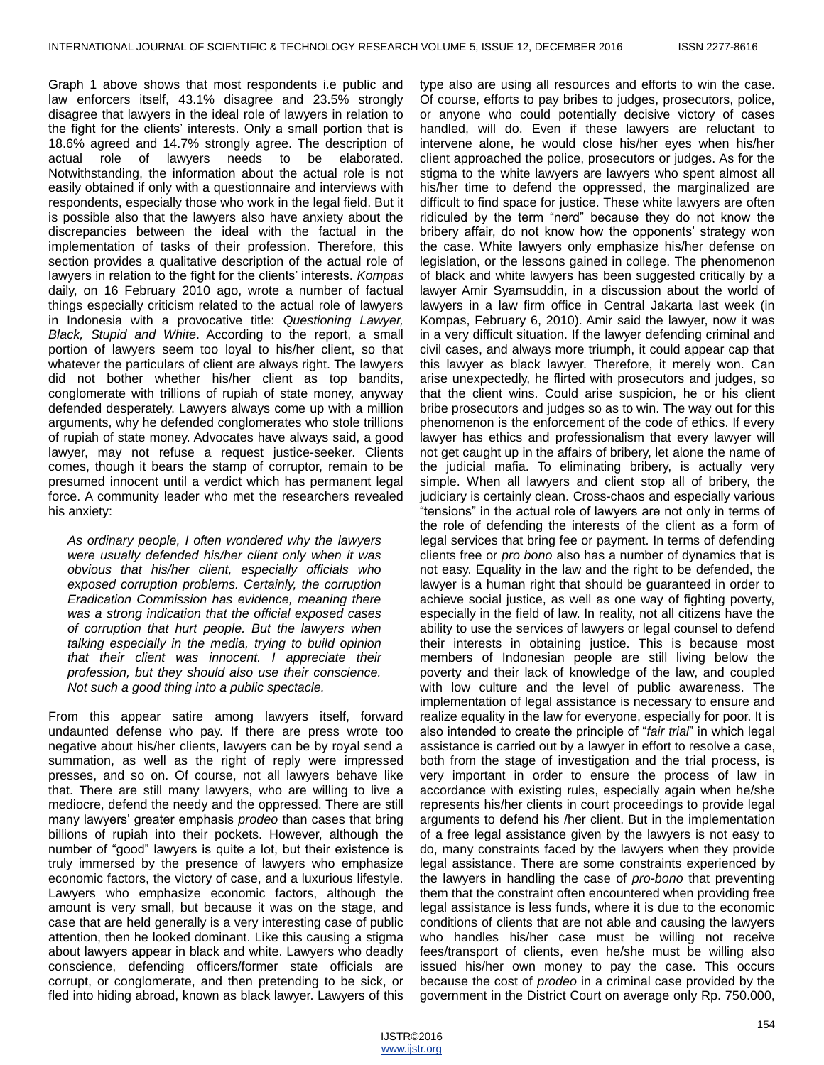Graph 1 above shows that most respondents i.e public and law enforcers itself, 43.1% disagree and 23.5% strongly disagree that lawyers in the ideal role of lawyers in relation to the fight for the clients' interests. Only a small portion that is 18.6% agreed and 14.7% strongly agree. The description of actual role of lawyers needs to be elaborated. Notwithstanding, the information about the actual role is not easily obtained if only with a questionnaire and interviews with respondents, especially those who work in the legal field. But it is possible also that the lawyers also have anxiety about the discrepancies between the ideal with the factual in the implementation of tasks of their profession. Therefore, this section provides a qualitative description of the actual role of lawyers in relation to the fight for the clients' interests. *Kompas* daily, on 16 February 2010 ago, wrote a number of factual things especially criticism related to the actual role of lawyers in Indonesia with a provocative title: *Questioning Lawyer, Black, Stupid and White*. According to the report, a small portion of lawyers seem too loyal to his/her client, so that whatever the particulars of client are always right. The lawyers did not bother whether his/her client as top bandits, conglomerate with trillions of rupiah of state money, anyway defended desperately. Lawyers always come up with a million arguments, why he defended conglomerates who stole trillions of rupiah of state money. Advocates have always said, a good lawyer, may not refuse a request justice-seeker. Clients comes, though it bears the stamp of corruptor, remain to be presumed innocent until a verdict which has permanent legal force. A community leader who met the researchers revealed his anxiety:

> *As ordinary people, I often wondered why the lawyers were usually defended his/her client only when it was obvious that his/her client, especially officials who exposed corruption problems. Certainly, the corruption Eradication Commission has evidence, meaning there was a strong indication that the official exposed cases of corruption that hurt people. But the lawyers when talking especially in the media, trying to build opinion that their client was innocent. I appreciate their profession, but they should also use their conscience. Not such a good thing into a public spectacle.*

From this appear satire among lawyers itself, forward undaunted defense who pay. If there are press wrote too negative about his/her clients, lawyers can be by royal send a summation, as well as the right of reply were impressed presses, and so on. Of course, not all lawyers behave like that. There are still many lawyers, who are willing to live a mediocre, defend the needy and the oppressed. There are still many lawyers' greater emphasis *prodeo* than cases that bring billions of rupiah into their pockets. However, although the number of "good" lawyers is quite a lot, but their existence is truly immersed by the presence of lawyers who emphasize economic factors, the victory of case, and a luxurious lifestyle. Lawyers who emphasize economic factors, although the amount is very small, but because it was on the stage, and case that are held generally is a very interesting case of public attention, then he looked dominant. Like this causing a stigma about lawyers appear in black and white. Lawyers who deadly conscience, defending officers/former state officials are corrupt, or conglomerate, and then pretending to be sick, or fled into hiding abroad, known as black lawyer. Lawyers of this type also are using all resources and efforts to win the case. Of course, efforts to pay bribes to judges, prosecutors, police, or anyone who could potentially decisive victory of cases handled, will do. Even if these lawyers are reluctant to intervene alone, he would close his/her eyes when his/her client approached the police, prosecutors or judges. As for the stigma to the white lawyers are lawyers who spent almost all his/her time to defend the oppressed, the marginalized are difficult to find space for justice. These white lawyers are often ridiculed by the term "nerd" because they do not know the bribery affair, do not know how the opponents' strategy won the case. White lawyers only emphasize his/her defense on legislation, or the lessons gained in college. The phenomenon of black and white lawyers has been suggested critically by a lawyer Amir Syamsuddin, in a discussion about the world of lawyers in a law firm office in Central Jakarta last week (in Kompas, February 6, 2010). Amir said the lawyer, now it was in a very difficult situation. If the lawyer defending criminal and civil cases, and always more triumph, it could appear cap that this lawyer as black lawyer. Therefore, it merely won. Can arise unexpectedly, he flirted with prosecutors and judges, so that the client wins. Could arise suspicion, he or his client bribe prosecutors and judges so as to win. The way out for this phenomenon is the enforcement of the code of ethics. If every lawyer has ethics and professionalism that every lawyer will not get caught up in the affairs of bribery, let alone the name of the judicial mafia. To eliminating bribery, is actually very simple. When all lawyers and client stop all of bribery, the judiciary is certainly clean. Cross-chaos and especially various "tensions" in the actual role of lawyers are not only in terms of the role of defending the interests of the client as a form of legal services that bring fee or payment. In terms of defending clients free or *pro bono* also has a number of dynamics that is not easy. Equality in the law and the right to be defended, the lawyer is a human right that should be guaranteed in order to achieve social justice, as well as one way of fighting poverty, especially in the field of law. In reality, not all citizens have the ability to use the services of lawyers or legal counsel to defend their interests in obtaining justice. This is because most members of Indonesian people are still living below the poverty and their lack of knowledge of the law, and coupled with low culture and the level of public awareness. The implementation of legal assistance is necessary to ensure and realize equality in the law for everyone, especially for poor. It is also intended to create the principle of "*fair trial*" in which legal assistance is carried out by a lawyer in effort to resolve a case, both from the stage of investigation and the trial process, is very important in order to ensure the process of law in accordance with existing rules, especially again when he/she represents his/her clients in court proceedings to provide legal arguments to defend his /her client. But in the implementation of a free legal assistance given by the lawyers is not easy to do, many constraints faced by the lawyers when they provide legal assistance. There are some constraints experienced by the lawyers in handling the case of *pro-bono* that preventing them that the constraint often encountered when providing free legal assistance is less funds, where it is due to the economic conditions of clients that are not able and causing the lawyers who handles his/her case must be willing not receive fees/transport of clients, even he/she must be willing also issued his/her own money to pay the case. This occurs because the cost of *prodeo* in a criminal case provided by the government in the District Court on average only Rp. 750.000,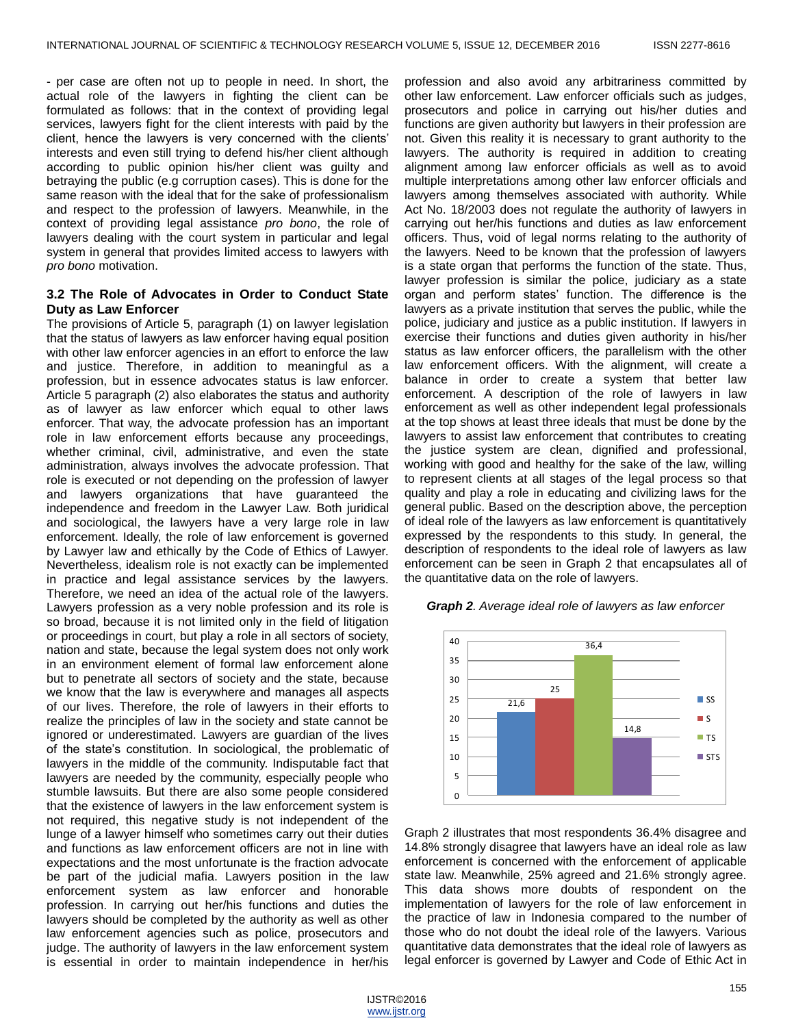- per case are often not up to people in need. In short, the actual role of the lawyers in fighting the client can be formulated as follows: that in the context of providing legal services, lawyers fight for the client interests with paid by the client, hence the lawyers is very concerned with the clients' interests and even still trying to defend his/her client although according to public opinion his/her client was guilty and betraying the public (e.g corruption cases). This is done for the same reason with the ideal that for the sake of professionalism and respect to the profession of lawyers. Meanwhile, in the context of providing legal assistance *pro bono*, the role of lawyers dealing with the court system in particular and legal system in general that provides limited access to lawyers with *pro bono* motivation.

### 3.2 The Role of Advocates in Order to Conduct State Duty as Law Enforcer

The provisions of Article 5, paragraph (1) on lawyer legislation that the status of lawyers as law enforcer having equal position with other law enforcer agencies in an effort to enforce the law and justice. Therefore, in addition to meaningful as a profession, but in essence advocates status is law enforcer. Article 5 paragraph (2) also elaborates the status and authority as of lawyer as law enforcer which equal to other laws enforcer. That way, the advocate profession has an important role in law enforcement efforts because any proceedings, whether criminal, civil, administrative, and even the state administration, always involves the advocate profession. That role is executed or not depending on the profession of lawyer and lawyers organizations that have guaranteed the independence and freedom in the Lawyer Law. Both juridical and sociological, the lawyers have a very large role in law enforcement. Ideally, the role of law enforcement is governed by Lawyer law and ethically by the Code of Ethics of Lawyer. Nevertheless, idealism role is not exactly can be implemented in practice and legal assistance services by the lawyers. Therefore, we need an idea of the actual role of the lawyers. Lawyers profession as a very noble profession and its role is so broad, because it is not limited only in the field of litigation or proceedings in court, but play a role in all sectors of society, nation and state, because the legal system does not only work in an environment element of formal law enforcement alone but to penetrate all sectors of society and the state, because we know that the law is everywhere and manages all aspects of our lives. Therefore, the role of lawyers in their efforts to realize the principles of law in the society and state cannot be ignored or underestimated. Lawyers are guardian of the lives of the state's constitution. In sociological, the problematic of lawyers in the middle of the community. Indisputable fact that lawyers are needed by the community, especially people who stumble lawsuits. But there are also some people considered that the existence of lawyers in the law enforcement system is not required, this negative study is not independent of the lunge of a lawyer himself who sometimes carry out their duties and functions as law enforcement officers are not in line with expectations and the most unfortunate is the fraction advocate be part of the judicial mafia. Lawyers position in the law enforcement system as law enforcer and honorable profession. In carrying out her/his functions and duties the lawyers should be completed by the authority as well as other law enforcement agencies such as police, prosecutors and judge. The authority of lawyers in the law enforcement system is essential in order to maintain independence in her/his profession and also avoid any arbitrariness committed by other law enforcement. Law enforcer officials such as judges, prosecutors and police in carrying out his/her duties and functions are given authority but lawyers in their profession are not. Given this reality it is necessary to grant authority to the lawyers. The authority is required in addition to creating alignment among law enforcer officials as well as to avoid multiple interpretations among other law enforcer officials and lawyers among themselves associated with authority. While Act No. 18/2003 does not regulate the authority of lawyers in carrying out her/his functions and duties as law enforcement officers. Thus, void of legal norms relating to the authority of the lawyers. Need to be known that the profession of lawyers is a state organ that performs the function of the state. Thus, lawyer profession is similar the police, judiciary as a state organ and perform states' function. The difference is the lawyers as a private institution that serves the public, while the police, judiciary and justice as a public institution. If lawyers in exercise their functions and duties given authority in his/her status as law enforcer officers, the parallelism with the other law enforcement officers. With the alignment, will create a balance in order to create a system that better law enforcement. A description of the role of lawyers in law enforcement as well as other independent legal professionals at the top shows at least three ideals that must be done by the lawyers to assist law enforcement that contributes to creating the justice system are clean, dignified and professional, working with good and healthy for the sake of the law, willing to represent clients at all stages of the legal process so that quality and play a role in educating and civilizing laws for the general public. Based on the description above, the perception of ideal role of the lawyers as law enforcement is quantitatively expressed by the respondents to this study. In general, the description of respondents to the ideal role of lawyers as law enforcement can be seen in Graph 2 that encapsulates all of the quantitative data on the role of lawyers.

***Graph 2**. Average ideal role of lawyers as law enforcer*

| Category | Value |
|---|---|
| SS | 21,6 |
| S | 25 |
| TS | 36,4 |
| STS | 14,8 |

Graph 2 illustrates that most respondents 36.4% disagree and 14.8% strongly disagree that lawyers have an ideal role as law enforcement is concerned with the enforcement of applicable state law. Meanwhile, 25% agreed and 21.6% strongly agree. This data shows more doubts of respondent on the implementation of lawyers for the role of law enforcement in the practice of law in Indonesia compared to the number of those who do not doubt the ideal role of the lawyers. Various quantitative data demonstrates that the ideal role of lawyers as legal enforcer is governed by Lawyer and Code of Ethic Act in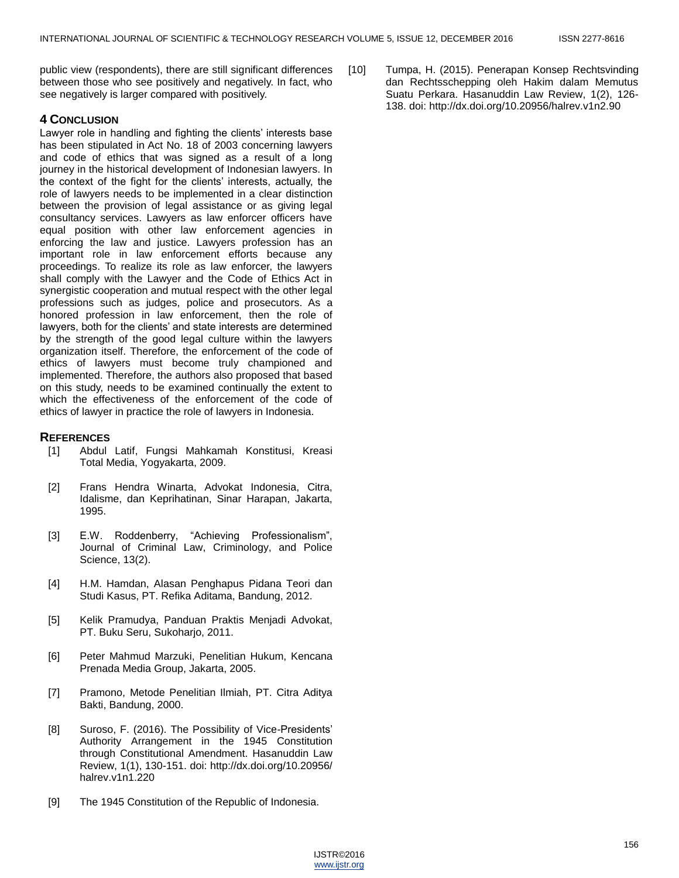public view (respondents), there are still significant differences between those who see positively and negatively. In fact, who see negatively is larger compared with positively.

## 4 Conclusion

Lawyer role in handling and fighting the clients' interests base has been stipulated in Act No. 18 of 2003 concerning lawyers and code of ethics that was signed as a result of a long journey in the historical development of Indonesian lawyers. In the context of the fight for the clients' interests, actually, the role of lawyers needs to be implemented in a clear distinction between the provision of legal assistance or as giving legal consultancy services. Lawyers as law enforcer officers have equal position with other law enforcement agencies in enforcing the law and justice. Lawyers profession has an important role in law enforcement efforts because any proceedings. To realize its role as law enforcer, the lawyers shall comply with the Lawyer and the Code of Ethics Act in synergistic cooperation and mutual respect with the other legal professions such as judges, police and prosecutors. As a honored profession in law enforcement, then the role of lawyers, both for the clients' and state interests are determined by the strength of the good legal culture within the lawyers organization itself. Therefore, the enforcement of the code of ethics of lawyers must become truly championed and implemented. Therefore, the authors also proposed that based on this study, needs to be examined continually the extent to which the effectiveness of the enforcement of the code of ethics of lawyer in practice the role of lawyers in Indonesia.

## References

[1] Abdul Latif, Fungsi Mahkamah Konstitusi, Kreasi Total Media, Yogyakarta, 2009.

[2] Frans Hendra Winarta, Advokat Indonesia, Citra, Idalisme, dan Keprihatinan, Sinar Harapan, Jakarta, 1995.

[3] E.W. Roddenberry, "Achieving Professionalism", Journal of Criminal Law, Criminology, and Police Science, 13(2).

[4] H.M. Hamdan, Alasan Penghapus Pidana Teori dan Studi Kasus, PT. Refika Aditama, Bandung, 2012.

[5] Kelik Pramudya, Panduan Praktis Menjadi Advokat, PT. Buku Seru, Sukoharjo, 2011.

[6] Peter Mahmud Marzuki, Penelitian Hukum, Kencana Prenada Media Group, Jakarta, 2005.

[7] Pramono, Metode Penelitian Ilmiah, PT. Citra Aditya Bakti, Bandung, 2000.

[8] Suroso, F. (2016). The Possibility of Vice-Presidents' Authority Arrangement in the 1945 Constitution through Constitutional Amendment. Hasanuddin Law Review, 1(1), 130-151. doi: http://dx.doi.org/10.20956/halrev.v1n1.220

[9] The 1945 Constitution of the Republic of Indonesia.

[10] Tumpa, H. (2015). Penerapan Konsep Rechtsvinding dan Rechtsschepping oleh Hakim dalam Memutus Suatu Perkara. Hasanuddin Law Review, 1(2), 126-138. doi: http://dx.doi.org/10.20956/halrev.v1n2.90